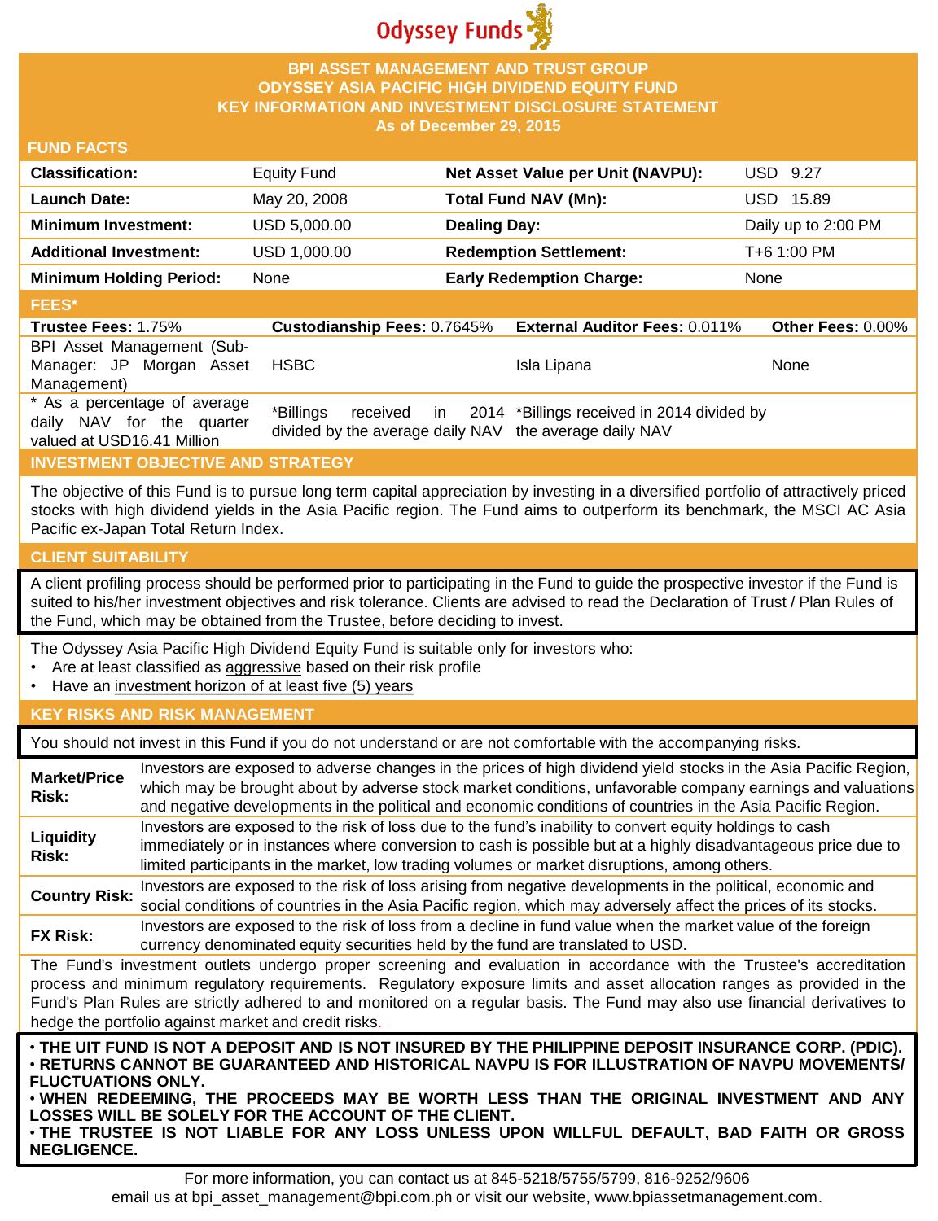Odyssey Funds

# BPI ASSET MANAGEMENT AND TRUST GROUP
# ODYSSEY ASIA PACIFIC HIGH DIVIDEND EQUITY FUND
# KEY INFORMATION AND INVESTMENT DISCLOSURE STATEMENT
**As of December 29, 2015**

## FUND FACTS

| | | | |
|---|---|---|---|
| **Classification:** | Equity Fund | **Net Asset Value per Unit (NAVPU):** | USD 9.27 |
| **Launch Date:** | May 20, 2008 | **Total Fund NAV (Mn):** | USD 15.89 |
| **Minimum Investment:** | USD 5,000.00 | **Dealing Day:** | Daily up to 2:00 PM |
| **Additional Investment:** | USD 1,000.00 | **Redemption Settlement:** | T+6 1:00 PM |
| **Minimum Holding Period:** | None | **Early Redemption Charge:** | None |

## FEES*

| **Trustee Fees:** 1.75% | **Custodianship Fees:** 0.7645% | **External Auditor Fees:** 0.011% | **Other Fees:** 0.00% |
|---|---|---|---|
| BPI Asset Management (Sub-Manager: JP Morgan Asset Management) | HSBC | Isla Lipana | None |
| * As a percentage of average daily NAV for the quarter valued at USD16.41 Million | *Billings received in 2014 divided by the average daily NAV | *Billings received in 2014 divided by the average daily NAV | |

## INVESTMENT OBJECTIVE AND STRATEGY

The objective of this Fund is to pursue long term capital appreciation by investing in a diversified portfolio of attractively priced stocks with high dividend yields in the Asia Pacific region. The Fund aims to outperform its benchmark, the MSCI AC Asia Pacific ex-Japan Total Return Index.

## CLIENT SUITABILITY

A client profiling process should be performed prior to participating in the Fund to guide the prospective investor if the Fund is suited to his/her investment objectives and risk tolerance. Clients are advised to read the Declaration of Trust / Plan Rules of the Fund, which may be obtained from the Trustee, before deciding to invest.

The Odyssey Asia Pacific High Dividend Equity Fund is suitable only for investors who:

- Are at least classified as aggressive based on their risk profile
- Have an investment horizon of at least five (5) years

## KEY RISKS AND RISK MANAGEMENT

You should not invest in this Fund if you do not understand or are not comfortable with the accompanying risks.

| | |
|---|---|
| **Market/Price Risk:** | Investors are exposed to adverse changes in the prices of high dividend yield stocks in the Asia Pacific Region, which may be brought about by adverse stock market conditions, unfavorable company earnings and valuations and negative developments in the political and economic conditions of countries in the Asia Pacific Region. |
| **Liquidity Risk:** | Investors are exposed to the risk of loss due to the fund's inability to convert equity holdings to cash immediately or in instances where conversion to cash is possible but at a highly disadvantageous price due to limited participants in the market, low trading volumes or market disruptions, among others. |
| **Country Risk:** | Investors are exposed to the risk of loss arising from negative developments in the political, economic and social conditions of countries in the Asia Pacific region, which may adversely affect the prices of its stocks. |
| **FX Risk:** | Investors are exposed to the risk of loss from a decline in fund value when the market value of the foreign currency denominated equity securities held by the fund are translated to USD. |

The Fund's investment outlets undergo proper screening and evaluation in accordance with the Trustee's accreditation process and minimum regulatory requirements. Regulatory exposure limits and asset allocation ranges as provided in the Fund's Plan Rules are strictly adhered to and monitored on a regular basis. The Fund may also use financial derivatives to hedge the portfolio against market and credit risks.

- **THE UIT FUND IS NOT A DEPOSIT AND IS NOT INSURED BY THE PHILIPPINE DEPOSIT INSURANCE CORP. (PDIC).**
- **RETURNS CANNOT BE GUARANTEED AND HISTORICAL NAVPU IS FOR ILLUSTRATION OF NAVPU MOVEMENTS/ FLUCTUATIONS ONLY.**
- **WHEN REDEEMING, THE PROCEEDS MAY BE WORTH LESS THAN THE ORIGINAL INVESTMENT AND ANY LOSSES WILL BE SOLELY FOR THE ACCOUNT OF THE CLIENT.**
- **THE TRUSTEE IS NOT LIABLE FOR ANY LOSS UNLESS UPON WILLFUL DEFAULT, BAD FAITH OR GROSS NEGLIGENCE.**

For more information, you can contact us at 845-5218/5755/5799, 816-9252/9606
email us at bpi_asset_management@bpi.com.ph or visit our website, www.bpiassetmanagement.com.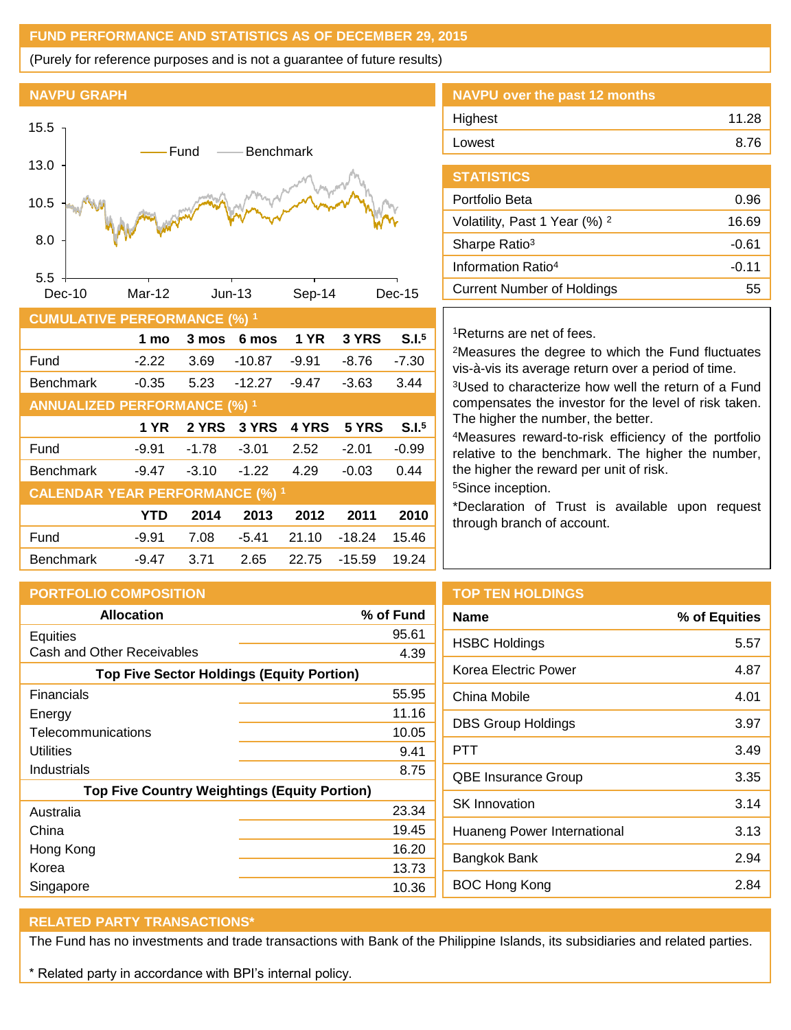## FUND PERFORMANCE AND STATISTICS AS OF DECEMBER 29, 2015

(Purely for reference purposes and is not a guarantee of future results)

## NAVPU GRAPH

## NAVPU over the past 12 months

| | |
|---|---|
| Highest | 11.28 |
| Lowest | 8.76 |

## STATISTICS

| | |
|---|---|
| Portfolio Beta | 0.96 |
| Volatility, Past 1 Year (%) [2] | 16.69 |
| Sharpe Ratio[3] | -0.61 |
| Information Ratio[4] | -0.11 |
| Current Number of Holdings | 55 |

## CUMULATIVE PERFORMANCE (%) [1]

| | 1 mo | 3 mos | 6 mos | 1 YR | 3 YRS | S.I.[5] |
|---|---|---|---|---|---|---|
| Fund | -2.22 | 3.69 | -10.87 | -9.91 | -8.76 | -7.30 |
| Benchmark | -0.35 | 5.23 | -12.27 | -9.47 | -3.63 | 3.44 |

## ANNUALIZED PERFORMANCE (%) [1]

| | 1 YR | 2 YRS | 3 YRS | 4 YRS | 5 YRS | S.I.[5] |
|---|---|---|---|---|---|---|
| Fund | -9.91 | -1.78 | -3.01 | 2.52 | -2.01 | -0.99 |
| Benchmark | -9.47 | -3.10 | -1.22 | 4.29 | -0.03 | 0.44 |

## CALENDAR YEAR PERFORMANCE (%) [1]

| | YTD | 2014 | 2013 | 2012 | 2011 | 2010 |
|---|---|---|---|---|---|---|
| Fund | -9.91 | 7.08 | -5.41 | 21.10 | -18.24 | 15.46 |
| Benchmark | -9.47 | 3.71 | 2.65 | 22.75 | -15.59 | 19.24 |

[1]Returns are net of fees.

[2]Measures the degree to which the Fund fluctuates vis-à-vis its average return over a period of time.

[3]Used to characterize how well the return of a Fund compensates the investor for the level of risk taken. The higher the number, the better.

[4]Measures reward-to-risk efficiency of the portfolio relative to the benchmark. The higher the number, the higher the reward per unit of risk.

[5]Since inception.

*Declaration of Trust is available upon request through branch of account.

## PORTFOLIO COMPOSITION

| Allocation | % of Fund |
|---|---|
| Equities | 95.61 |
| Cash and Other Receivables | 4.39 |
| **Top Five Sector Holdings (Equity Portion)** | |
| Financials | 55.95 |
| Energy | 11.16 |
| Telecommunications | 10.05 |
| Utilities | 9.41 |
| Industrials | 8.75 |
| **Top Five Country Weightings (Equity Portion)** | |
| Australia | 23.34 |
| China | 19.45 |
| Hong Kong | 16.20 |
| Korea | 13.73 |
| Singapore | 10.36 |

## TOP TEN HOLDINGS

| Name | % of Equities |
|---|---|
| HSBC Holdings | 5.57 |
| Korea Electric Power | 4.87 |
| China Mobile | 4.01 |
| DBS Group Holdings | 3.97 |
| PTT | 3.49 |
| QBE Insurance Group | 3.35 |
| SK Innovation | 3.14 |
| Huaneng Power International | 3.13 |
| Bangkok Bank | 2.94 |
| BOC Hong Kong | 2.84 |

## RELATED PARTY TRANSACTIONS*

The Fund has no investments and trade transactions with Bank of the Philippine Islands, its subsidiaries and related parties.

* Related party in accordance with BPI's internal policy.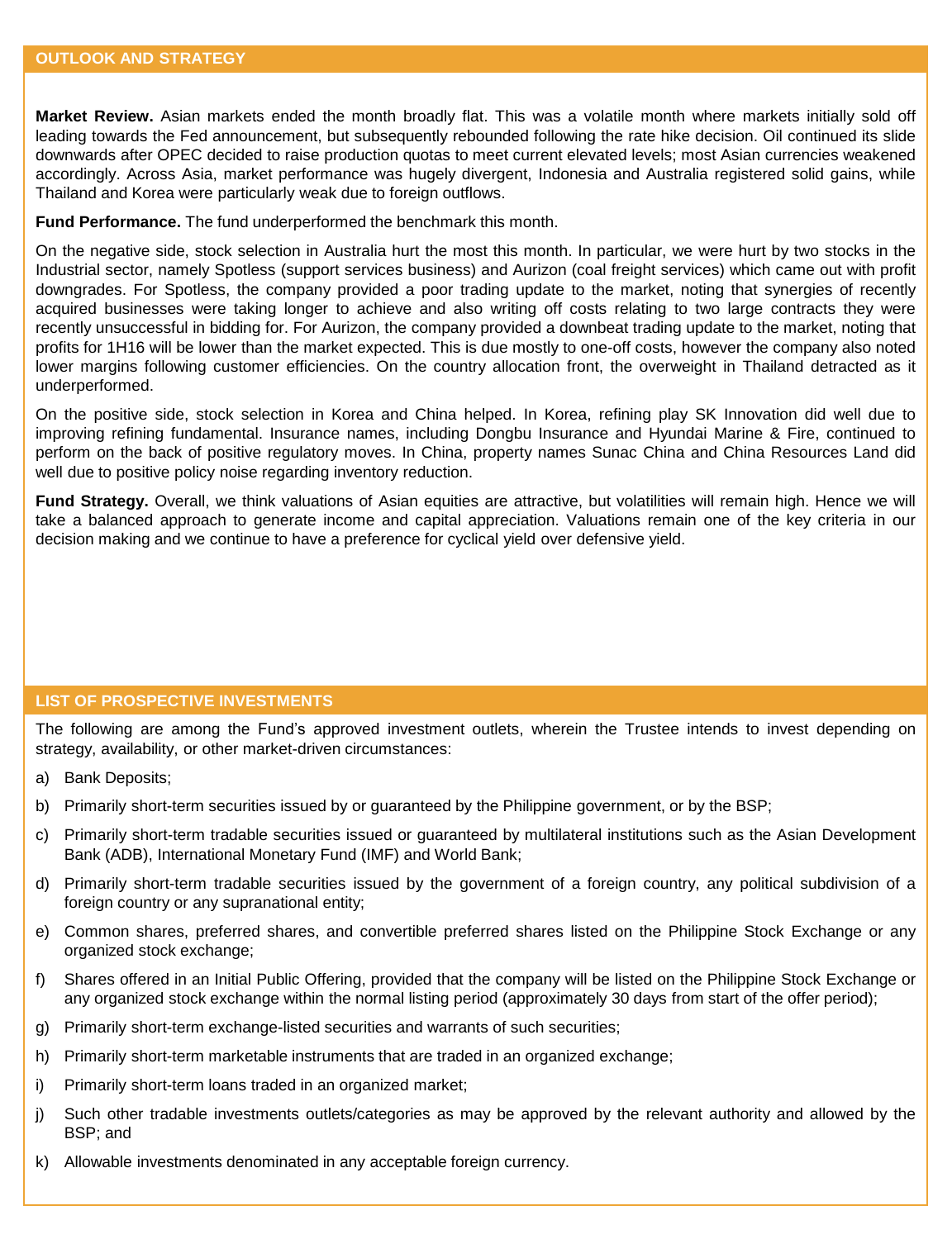## OUTLOOK AND STRATEGY

**Market Review.** Asian markets ended the month broadly flat. This was a volatile month where markets initially sold off leading towards the Fed announcement, but subsequently rebounded following the rate hike decision. Oil continued its slide downwards after OPEC decided to raise production quotas to meet current elevated levels; most Asian currencies weakened accordingly. Across Asia, market performance was hugely divergent, Indonesia and Australia registered solid gains, while Thailand and Korea were particularly weak due to foreign outflows.

**Fund Performance.** The fund underperformed the benchmark this month.

On the negative side, stock selection in Australia hurt the most this month. In particular, we were hurt by two stocks in the Industrial sector, namely Spotless (support services business) and Aurizon (coal freight services) which came out with profit downgrades. For Spotless, the company provided a poor trading update to the market, noting that synergies of recently acquired businesses were taking longer to achieve and also writing off costs relating to two large contracts they were recently unsuccessful in bidding for. For Aurizon, the company provided a downbeat trading update to the market, noting that profits for 1H16 will be lower than the market expected. This is due mostly to one-off costs, however the company also noted lower margins following customer efficiencies. On the country allocation front, the overweight in Thailand detracted as it underperformed.

On the positive side, stock selection in Korea and China helped. In Korea, refining play SK Innovation did well due to improving refining fundamental. Insurance names, including Dongbu Insurance and Hyundai Marine & Fire, continued to perform on the back of positive regulatory moves. In China, property names Sunac China and China Resources Land did well due to positive policy noise regarding inventory reduction.

**Fund Strategy.** Overall, we think valuations of Asian equities are attractive, but volatilities will remain high. Hence we will take a balanced approach to generate income and capital appreciation. Valuations remain one of the key criteria in our decision making and we continue to have a preference for cyclical yield over defensive yield.

## LIST OF PROSPECTIVE INVESTMENTS

The following are among the Fund's approved investment outlets, wherein the Trustee intends to invest depending on strategy, availability, or other market-driven circumstances:

a) Bank Deposits;

b) Primarily short-term securities issued by or guaranteed by the Philippine government, or by the BSP;

c) Primarily short-term tradable securities issued or guaranteed by multilateral institutions such as the Asian Development Bank (ADB), International Monetary Fund (IMF) and World Bank;

d) Primarily short-term tradable securities issued by the government of a foreign country, any political subdivision of a foreign country or any supranational entity;

e) Common shares, preferred shares, and convertible preferred shares listed on the Philippine Stock Exchange or any organized stock exchange;

f) Shares offered in an Initial Public Offering, provided that the company will be listed on the Philippine Stock Exchange or any organized stock exchange within the normal listing period (approximately 30 days from start of the offer period);

g) Primarily short-term exchange-listed securities and warrants of such securities;

h) Primarily short-term marketable instruments that are traded in an organized exchange;

i) Primarily short-term loans traded in an organized market;

j) Such other tradable investments outlets/categories as may be approved by the relevant authority and allowed by the BSP; and

k) Allowable investments denominated in any acceptable foreign currency.